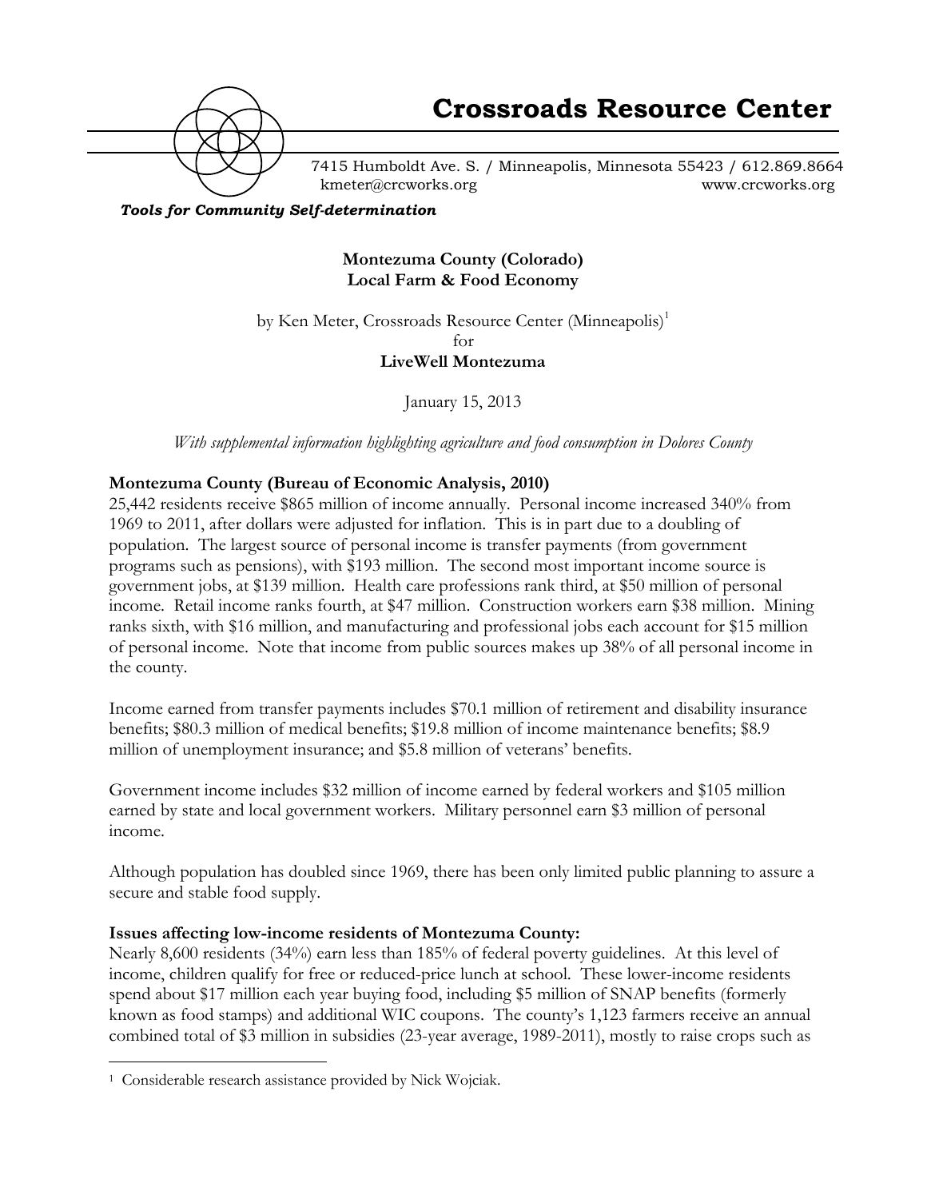# Crossroads Resource Center

7415 Humboldt Ave. S. / Minneapolis, Minnesota 55423 / 612.869.8664
kmeter@crcworks.org www.crcworks.org

***Tools for Community Self-determination***

**Montezuma County (Colorado)**
**Local Farm & Food Economy**

by Ken Meter, Crossroads Resource Center (Minneapolis)[1]
for
**LiveWell Montezuma**

January 15, 2013

*With supplemental information highlighting agriculture and food consumption in Dolores County*

**Montezuma County (Bureau of Economic Analysis, 2010)**

25,442 residents receive $865 million of income annually. Personal income increased 340% from 1969 to 2011, after dollars were adjusted for inflation. This is in part due to a doubling of population. The largest source of personal income is transfer payments (from government programs such as pensions), with $193 million. The second most important income source is government jobs, at $139 million. Health care professions rank third, at $50 million of personal income. Retail income ranks fourth, at $47 million. Construction workers earn $38 million. Mining ranks sixth, with $16 million, and manufacturing and professional jobs each account for $15 million of personal income. Note that income from public sources makes up 38% of all personal income in the county.

Income earned from transfer payments includes $70.1 million of retirement and disability insurance benefits; $80.3 million of medical benefits; $19.8 million of income maintenance benefits; $8.9 million of unemployment insurance; and $5.8 million of veterans' benefits.

Government income includes $32 million of income earned by federal workers and $105 million earned by state and local government workers. Military personnel earn $3 million of personal income.

Although population has doubled since 1969, there has been only limited public planning to assure a secure and stable food supply.

**Issues affecting low-income residents of Montezuma County:**

Nearly 8,600 residents (34%) earn less than 185% of federal poverty guidelines. At this level of income, children qualify for free or reduced-price lunch at school. These lower-income residents spend about $17 million each year buying food, including $5 million of SNAP benefits (formerly known as food stamps) and additional WIC coupons. The county's 1,123 farmers receive an annual combined total of $3 million in subsidies (23-year average, 1989-2011), mostly to raise crops such as

---

[1] Considerable research assistance provided by Nick Wojciak.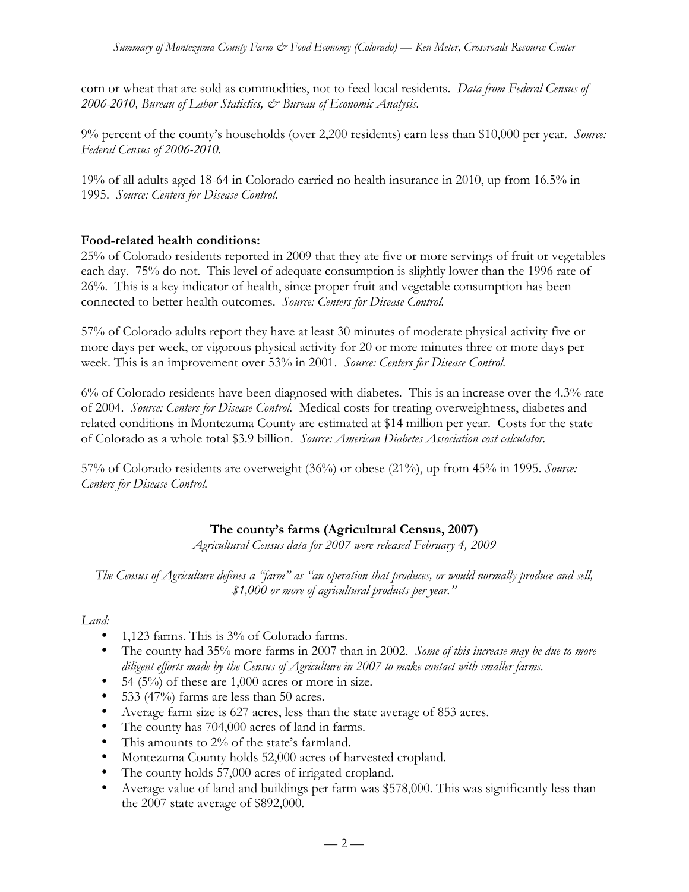corn or wheat that are sold as commodities, not to feed local residents. *Data from Federal Census of 2006-2010, Bureau of Labor Statistics, & Bureau of Economic Analysis.*

9% percent of the county's households (over 2,200 residents) earn less than $10,000 per year. *Source: Federal Census of 2006-2010.*

19% of all adults aged 18-64 in Colorado carried no health insurance in 2010, up from 16.5% in 1995. *Source: Centers for Disease Control.*

**Food-related health conditions:**

25% of Colorado residents reported in 2009 that they ate five or more servings of fruit or vegetables each day. 75% do not. This level of adequate consumption is slightly lower than the 1996 rate of 26%. This is a key indicator of health, since proper fruit and vegetable consumption has been connected to better health outcomes. *Source: Centers for Disease Control.*

57% of Colorado adults report they have at least 30 minutes of moderate physical activity five or more days per week, or vigorous physical activity for 20 or more minutes three or more days per week. This is an improvement over 53% in 2001. *Source: Centers for Disease Control.*

6% of Colorado residents have been diagnosed with diabetes. This is an increase over the 4.3% rate of 2004. *Source: Centers for Disease Control.* Medical costs for treating overweightness, diabetes and related conditions in Montezuma County are estimated at $14 million per year. Costs for the state of Colorado as a whole total $3.9 billion. *Source: American Diabetes Association cost calculator.*

57% of Colorado residents are overweight (36%) or obese (21%), up from 45% in 1995. *Source: Centers for Disease Control.*

## The county's farms (Agricultural Census, 2007)

*Agricultural Census data for 2007 were released February 4, 2009*

*The Census of Agriculture defines a "farm" as "an operation that produces, or would normally produce and sell, $1,000 or more of agricultural products per year."*

*Land:*

- 1,123 farms. This is 3% of Colorado farms.
- The county had 35% more farms in 2007 than in 2002. *Some of this increase may be due to more diligent efforts made by the Census of Agriculture in 2007 to make contact with smaller farms.*
- 54 (5%) of these are 1,000 acres or more in size.
- 533 (47%) farms are less than 50 acres.
- Average farm size is 627 acres, less than the state average of 853 acres.
- The county has 704,000 acres of land in farms.
- This amounts to 2% of the state's farmland.
- Montezuma County holds 52,000 acres of harvested cropland.
- The county holds 57,000 acres of irrigated cropland.
- Average value of land and buildings per farm was $578,000. This was significantly less than the 2007 state average of $892,000.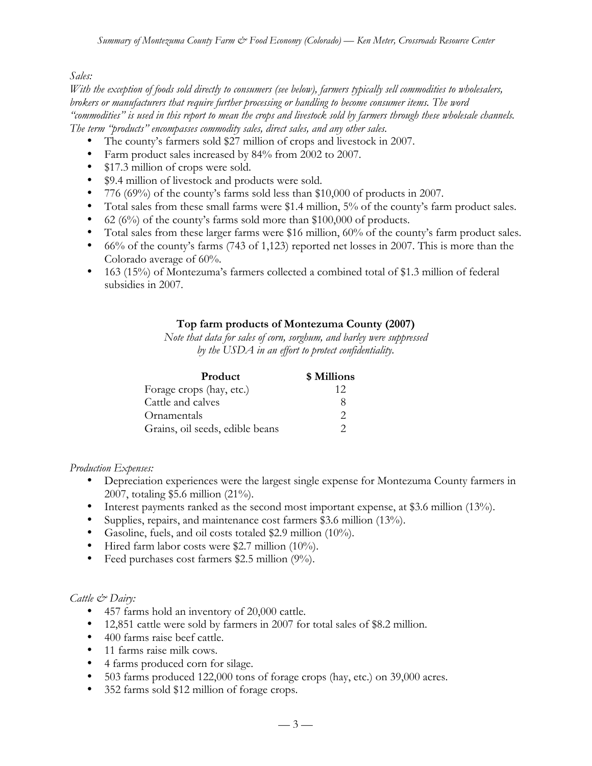*Sales:*

*With the exception of foods sold directly to consumers (see below), farmers typically sell commodities to wholesalers, brokers or manufacturers that require further processing or handling to become consumer items. The word "commodities" is used in this report to mean the crops and livestock sold by farmers through these wholesale channels. The term "products" encompasses commodity sales, direct sales, and any other sales.*

- The county's farmers sold $27 million of crops and livestock in 2007.
- Farm product sales increased by 84% from 2002 to 2007.
- $17.3 million of crops were sold.
- $9.4 million of livestock and products were sold.
- 776 (69%) of the county's farms sold less than $10,000 of products in 2007.
- Total sales from these small farms were $1.4 million, 5% of the county's farm product sales.
- 62 (6%) of the county's farms sold more than $100,000 of products.
- Total sales from these larger farms were $16 million, 60% of the county's farm product sales.
- 66% of the county's farms (743 of 1,123) reported net losses in 2007. This is more than the Colorado average of 60%.
- 163 (15%) of Montezuma's farmers collected a combined total of $1.3 million of federal subsidies in 2007.

**Top farm products of Montezuma County (2007)**

*Note that data for sales of corn, sorghum, and barley were suppressed by the USDA in an effort to protect confidentiality.*

| Product | $ Millions |
|---|---|
| Forage crops (hay, etc.) | 12 |
| Cattle and calves | 8 |
| Ornamentals | 2 |
| Grains, oil seeds, edible beans | 2 |

*Production Expenses:*

- Depreciation experiences were the largest single expense for Montezuma County farmers in 2007, totaling $5.6 million (21%).
- Interest payments ranked as the second most important expense, at $3.6 million (13%).
- Supplies, repairs, and maintenance cost farmers $3.6 million (13%).
- Gasoline, fuels, and oil costs totaled $2.9 million (10%).
- Hired farm labor costs were $2.7 million (10%).
- Feed purchases cost farmers $2.5 million (9%).

*Cattle & Dairy:*

- 457 farms hold an inventory of 20,000 cattle.
- 12,851 cattle were sold by farmers in 2007 for total sales of $8.2 million.
- 400 farms raise beef cattle.
- 11 farms raise milk cows.
- 4 farms produced corn for silage.
- 503 farms produced 122,000 tons of forage crops (hay, etc.) on 39,000 acres.
- 352 farms sold $12 million of forage crops.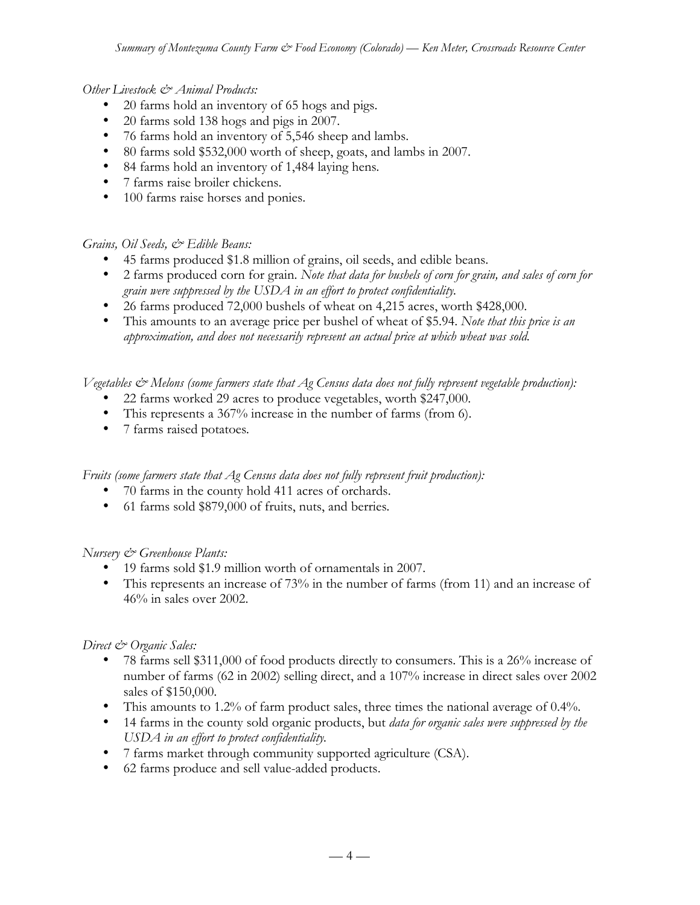*Other Livestock & Animal Products:*

- 20 farms hold an inventory of 65 hogs and pigs.
- 20 farms sold 138 hogs and pigs in 2007.
- 76 farms hold an inventory of 5,546 sheep and lambs.
- 80 farms sold $532,000 worth of sheep, goats, and lambs in 2007.
- 84 farms hold an inventory of 1,484 laying hens.
- 7 farms raise broiler chickens.
- 100 farms raise horses and ponies.

*Grains, Oil Seeds, & Edible Beans:*

- 45 farms produced $1.8 million of grains, oil seeds, and edible beans.
- 2 farms produced corn for grain. *Note that data for bushels of corn for grain, and sales of corn for grain were suppressed by the USDA in an effort to protect confidentiality.*
- 26 farms produced 72,000 bushels of wheat on 4,215 acres, worth $428,000.
- This amounts to an average price per bushel of wheat of $5.94. *Note that this price is an approximation, and does not necessarily represent an actual price at which wheat was sold.*

*Vegetables & Melons (some farmers state that Ag Census data does not fully represent vegetable production):*

- 22 farms worked 29 acres to produce vegetables, worth $247,000.
- This represents a 367% increase in the number of farms (from 6).
- 7 farms raised potatoes.

*Fruits (some farmers state that Ag Census data does not fully represent fruit production):*

- 70 farms in the county hold 411 acres of orchards.
- 61 farms sold $879,000 of fruits, nuts, and berries.

*Nursery & Greenhouse Plants:*

- 19 farms sold $1.9 million worth of ornamentals in 2007.
- This represents an increase of 73% in the number of farms (from 11) and an increase of 46% in sales over 2002.

*Direct & Organic Sales:*

- 78 farms sell $311,000 of food products directly to consumers. This is a 26% increase of number of farms (62 in 2002) selling direct, and a 107% increase in direct sales over 2002 sales of $150,000.
- This amounts to 1.2% of farm product sales, three times the national average of 0.4%.
- 14 farms in the county sold organic products, but *data for organic sales were suppressed by the USDA in an effort to protect confidentiality.*
- 7 farms market through community supported agriculture (CSA).
- 62 farms produce and sell value-added products.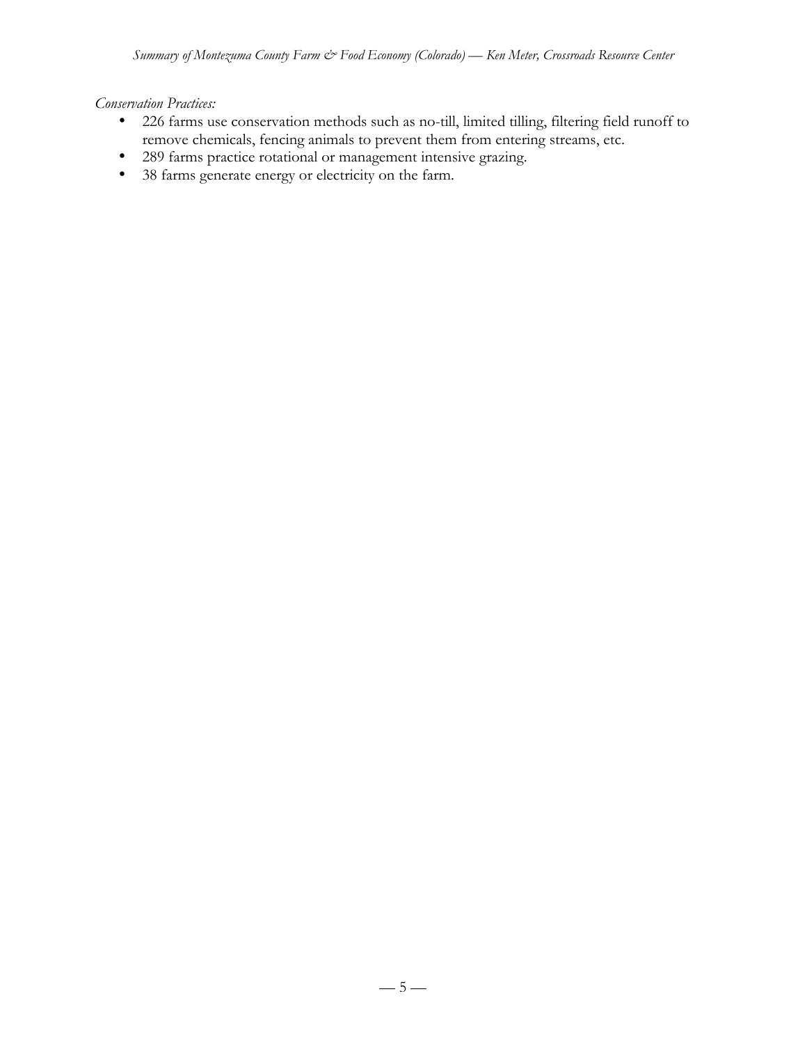*Conservation Practices:*

- 226 farms use conservation methods such as no-till, limited tilling, filtering field runoff to remove chemicals, fencing animals to prevent them from entering streams, etc.
- 289 farms practice rotational or management intensive grazing.
- 38 farms generate energy or electricity on the farm.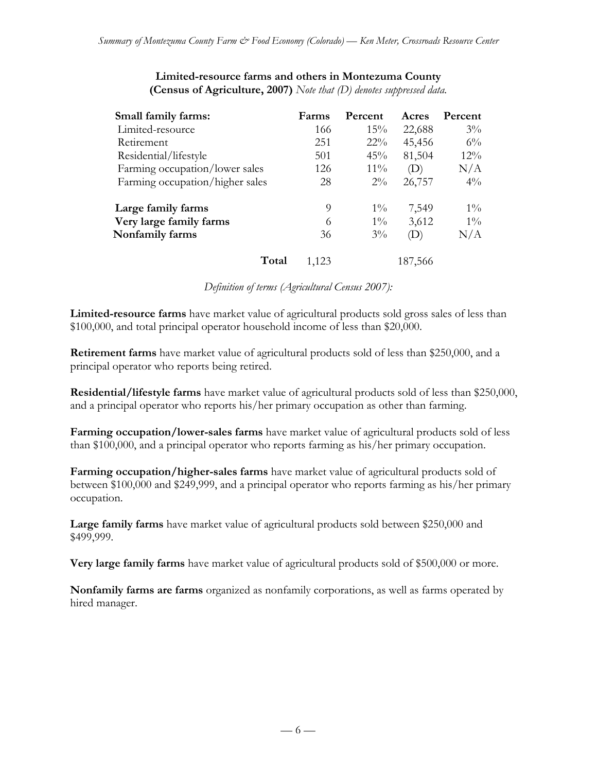**Limited-resource farms and others in Montezuma County**
**(Census of Agriculture, 2007)** *Note that (D) denotes suppressed data.*

| Small family farms: | Farms | Percent | Acres | Percent |
|---|---|---|---|---|
| Limited-resource | 166 | 15% | 22,688 | 3% |
| Retirement | 251 | 22% | 45,456 | 6% |
| Residential/lifestyle | 501 | 45% | 81,504 | 12% |
| Farming occupation/lower sales | 126 | 11% | (D) | N/A |
| Farming occupation/higher sales | 28 | 2% | 26,757 | 4% |
| **Large family farms** | 9 | 1% | 7,549 | 1% |
| **Very large family farms** | 6 | 1% | 3,612 | 1% |
| **Nonfamily farms** | 36 | 3% | (D) | N/A |
| **Total** | 1,123 | | 187,566 | |

*Definition of terms (Agricultural Census 2007):*

**Limited-resource farms** have market value of agricultural products sold gross sales of less than \$100,000, and total principal operator household income of less than \$20,000.

**Retirement farms** have market value of agricultural products sold of less than \$250,000, and a principal operator who reports being retired.

**Residential/lifestyle farms** have market value of agricultural products sold of less than \$250,000, and a principal operator who reports his/her primary occupation as other than farming.

**Farming occupation/lower-sales farms** have market value of agricultural products sold of less than \$100,000, and a principal operator who reports farming as his/her primary occupation.

**Farming occupation/higher-sales farms** have market value of agricultural products sold of between \$100,000 and \$249,999, and a principal operator who reports farming as his/her primary occupation.

**Large family farms** have market value of agricultural products sold between \$250,000 and \$499,999.

**Very large family farms** have market value of agricultural products sold of \$500,000 or more.

**Nonfamily farms are farms** organized as nonfamily corporations, as well as farms operated by hired manager.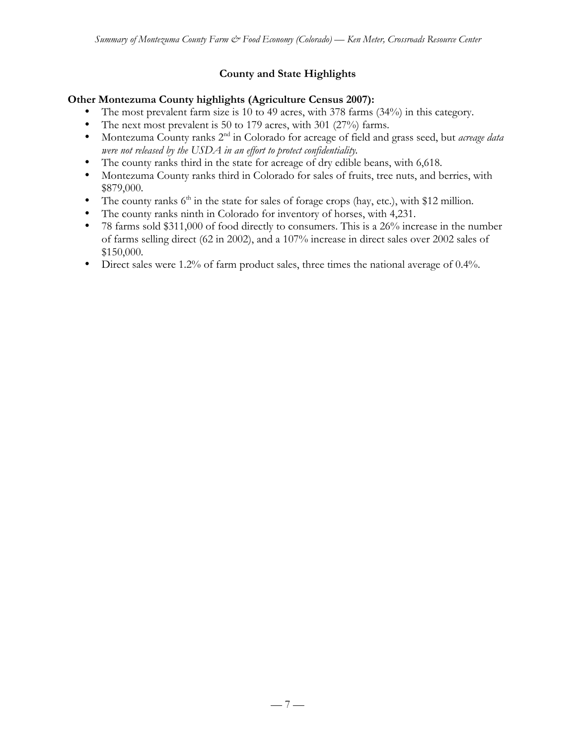## County and State Highlights

### Other Montezuma County highlights (Agriculture Census 2007):

- The most prevalent farm size is 10 to 49 acres, with 378 farms (34%) in this category.
- The next most prevalent is 50 to 179 acres, with 301 (27%) farms.
- Montezuma County ranks 2nd in Colorado for acreage of field and grass seed, but *acreage data were not released by the USDA in an effort to protect confidentiality.*
- The county ranks third in the state for acreage of dry edible beans, with 6,618.
- Montezuma County ranks third in Colorado for sales of fruits, tree nuts, and berries, with $879,000.
- The county ranks 6th in the state for sales of forage crops (hay, etc.), with $12 million.
- The county ranks ninth in Colorado for inventory of horses, with 4,231.
- 78 farms sold $311,000 of food directly to consumers. This is a 26% increase in the number of farms selling direct (62 in 2002), and a 107% increase in direct sales over 2002 sales of $150,000.
- Direct sales were 1.2% of farm product sales, three times the national average of 0.4%.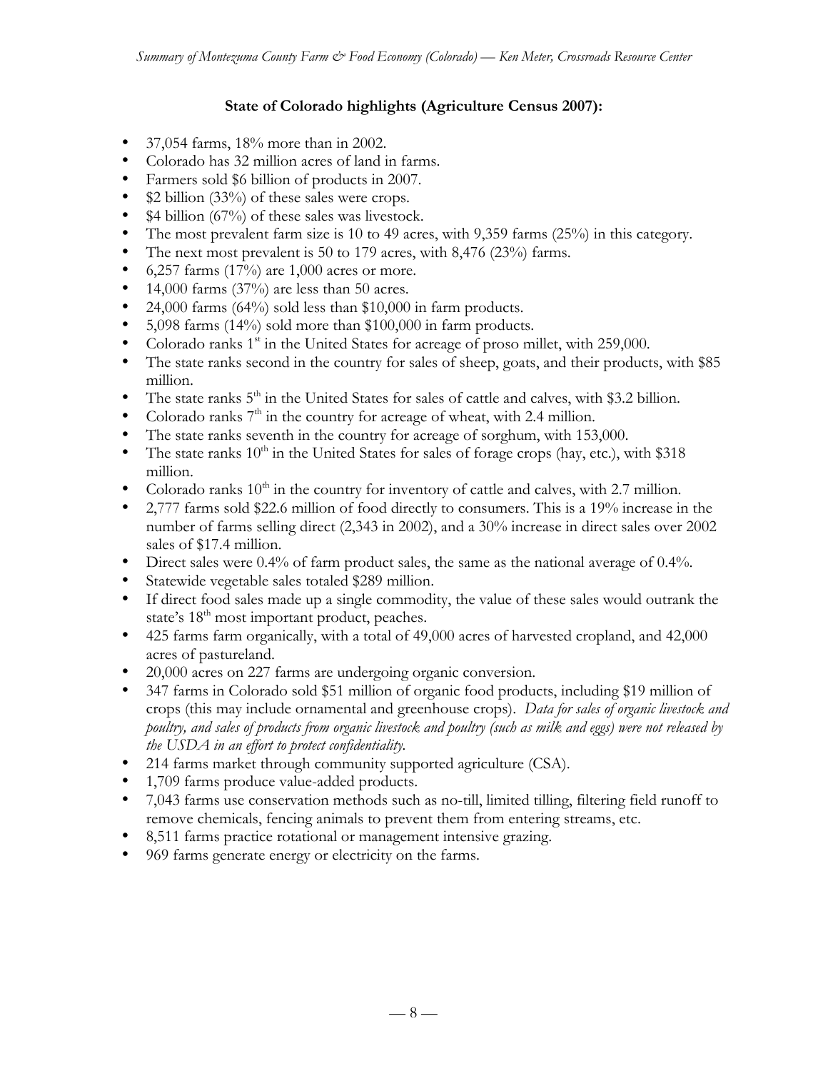**State of Colorado highlights (Agriculture Census 2007):**

- 37,054 farms, 18% more than in 2002.
- Colorado has 32 million acres of land in farms.
- Farmers sold $6 billion of products in 2007.
- $2 billion (33%) of these sales were crops.
- $4 billion (67%) of these sales was livestock.
- The most prevalent farm size is 10 to 49 acres, with 9,359 farms (25%) in this category.
- The next most prevalent is 50 to 179 acres, with 8,476 (23%) farms.
- 6,257 farms (17%) are 1,000 acres or more.
- 14,000 farms (37%) are less than 50 acres.
- 24,000 farms (64%) sold less than $10,000 in farm products.
- 5,098 farms (14%) sold more than $100,000 in farm products.
- Colorado ranks 1st in the United States for acreage of proso millet, with 259,000.
- The state ranks second in the country for sales of sheep, goats, and their products, with $85 million.
- The state ranks 5th in the United States for sales of cattle and calves, with $3.2 billion.
- Colorado ranks 7th in the country for acreage of wheat, with 2.4 million.
- The state ranks seventh in the country for acreage of sorghum, with 153,000.
- The state ranks 10th in the United States for sales of forage crops (hay, etc.), with $318 million.
- Colorado ranks 10th in the country for inventory of cattle and calves, with 2.7 million.
- 2,777 farms sold $22.6 million of food directly to consumers. This is a 19% increase in the number of farms selling direct (2,343 in 2002), and a 30% increase in direct sales over 2002 sales of $17.4 million.
- Direct sales were 0.4% of farm product sales, the same as the national average of 0.4%.
- Statewide vegetable sales totaled $289 million.
- If direct food sales made up a single commodity, the value of these sales would outrank the state's 18th most important product, peaches.
- 425 farms farm organically, with a total of 49,000 acres of harvested cropland, and 42,000 acres of pastureland.
- 20,000 acres on 227 farms are undergoing organic conversion.
- 347 farms in Colorado sold $51 million of organic food products, including $19 million of crops (this may include ornamental and greenhouse crops). *Data for sales of organic livestock and poultry, and sales of products from organic livestock and poultry (such as milk and eggs) were not released by the USDA in an effort to protect confidentiality.*
- 214 farms market through community supported agriculture (CSA).
- 1,709 farms produce value-added products.
- 7,043 farms use conservation methods such as no-till, limited tilling, filtering field runoff to remove chemicals, fencing animals to prevent them from entering streams, etc.
- 8,511 farms practice rotational or management intensive grazing.
- 969 farms generate energy or electricity on the farms.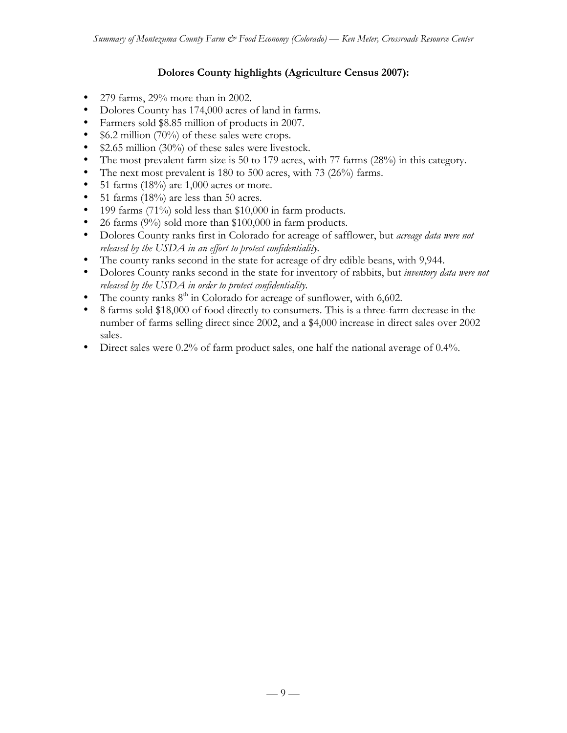### Dolores County highlights (Agriculture Census 2007):

- 279 farms, 29% more than in 2002.
- Dolores County has 174,000 acres of land in farms.
- Farmers sold \$8.85 million of products in 2007.
- \$6.2 million (70%) of these sales were crops.
- \$2.65 million (30%) of these sales were livestock.
- The most prevalent farm size is 50 to 179 acres, with 77 farms (28%) in this category.
- The next most prevalent is 180 to 500 acres, with 73 (26%) farms.
- 51 farms (18%) are 1,000 acres or more.
- 51 farms (18%) are less than 50 acres.
- 199 farms (71%) sold less than \$10,000 in farm products.
- 26 farms (9%) sold more than \$100,000 in farm products.
- Dolores County ranks first in Colorado for acreage of safflower, but *acreage data were not released by the USDA in an effort to protect confidentiality.*
- The county ranks second in the state for acreage of dry edible beans, with 9,944.
- Dolores County ranks second in the state for inventory of rabbits, but *inventory data were not released by the USDA in order to protect confidentiality.*
- The county ranks 8th in Colorado for acreage of sunflower, with 6,602.
- 8 farms sold \$18,000 of food directly to consumers. This is a three-farm decrease in the number of farms selling direct since 2002, and a \$4,000 increase in direct sales over 2002 sales.
- Direct sales were 0.2% of farm product sales, one half the national average of 0.4%.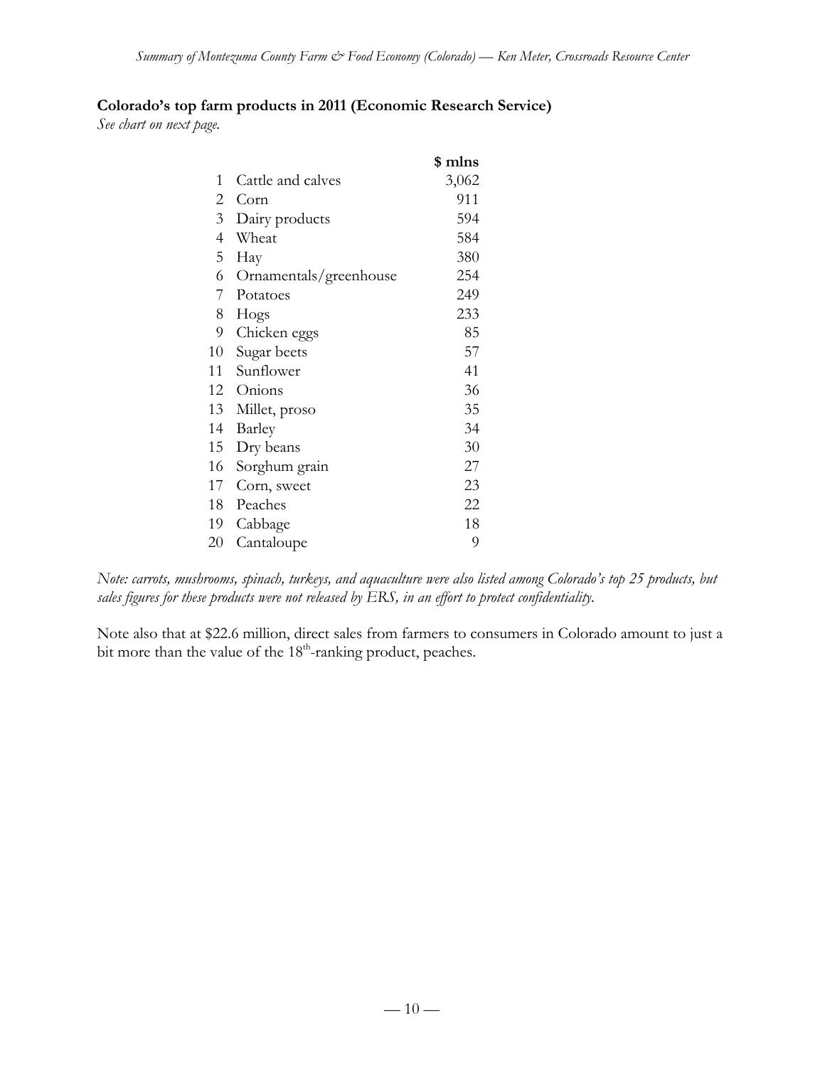**Colorado's top farm products in 2011 (Economic Research Service)**

*See chart on next page.*

| | | $ mlns |
|---|---|---|
| 1 | Cattle and calves | 3,062 |
| 2 | Corn | 911 |
| 3 | Dairy products | 594 |
| 4 | Wheat | 584 |
| 5 | Hay | 380 |
| 6 | Ornamentals/greenhouse | 254 |
| 7 | Potatoes | 249 |
| 8 | Hogs | 233 |
| 9 | Chicken eggs | 85 |
| 10 | Sugar beets | 57 |
| 11 | Sunflower | 41 |
| 12 | Onions | 36 |
| 13 | Millet, proso | 35 |
| 14 | Barley | 34 |
| 15 | Dry beans | 30 |
| 16 | Sorghum grain | 27 |
| 17 | Corn, sweet | 23 |
| 18 | Peaches | 22 |
| 19 | Cabbage | 18 |
| 20 | Cantaloupe | 9 |

*Note: carrots, mushrooms, spinach, turkeys, and aquaculture were also listed among Colorado's top 25 products, but sales figures for these products were not released by ERS, in an effort to protect confidentiality.*

Note also that at $22.6 million, direct sales from farmers to consumers in Colorado amount to just a bit more than the value of the 18th-ranking product, peaches.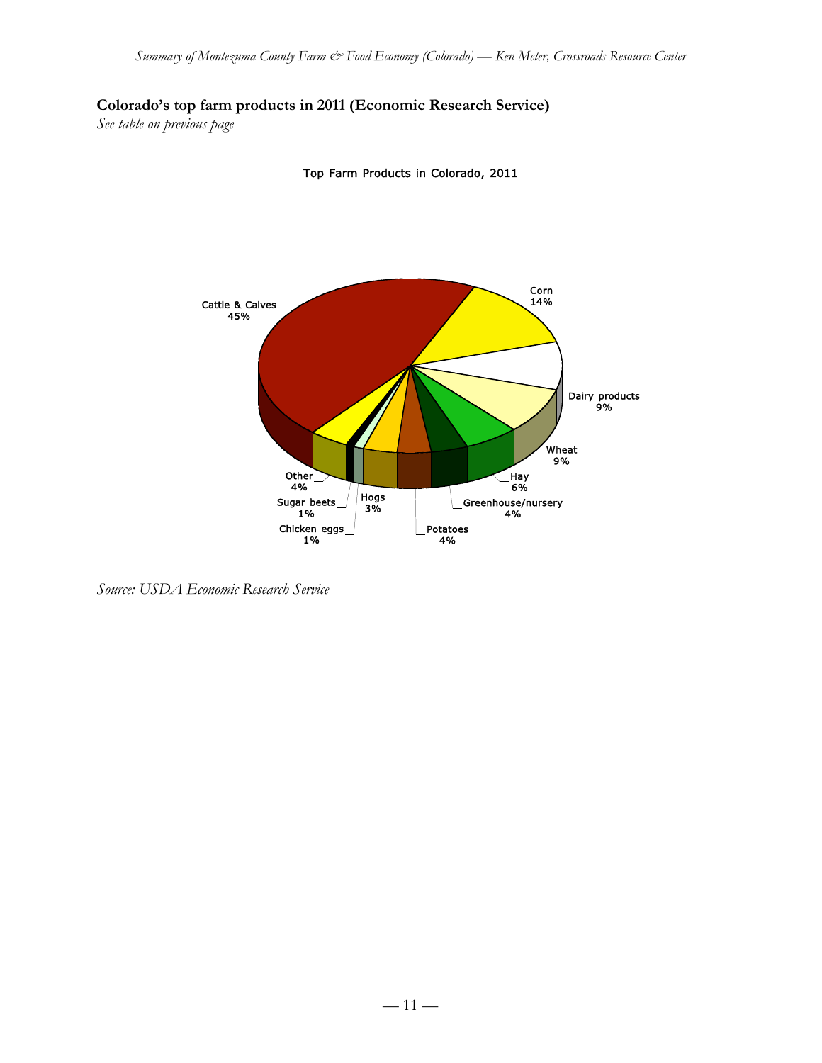**Colorado's top farm products in 2011 (Economic Research Service)**

*See table on previous page*

Top Farm Products in Colorado, 2011

Cattle & Calves 45%
Corn 14%
Dairy products 9%
Wheat 9%
Hay 6%
Greenhouse/nursery 4%
Potatoes 4%
Hogs 3%
Chicken eggs 1%
Sugar beets 1%
Other 4%

*Source: USDA Economic Research Service*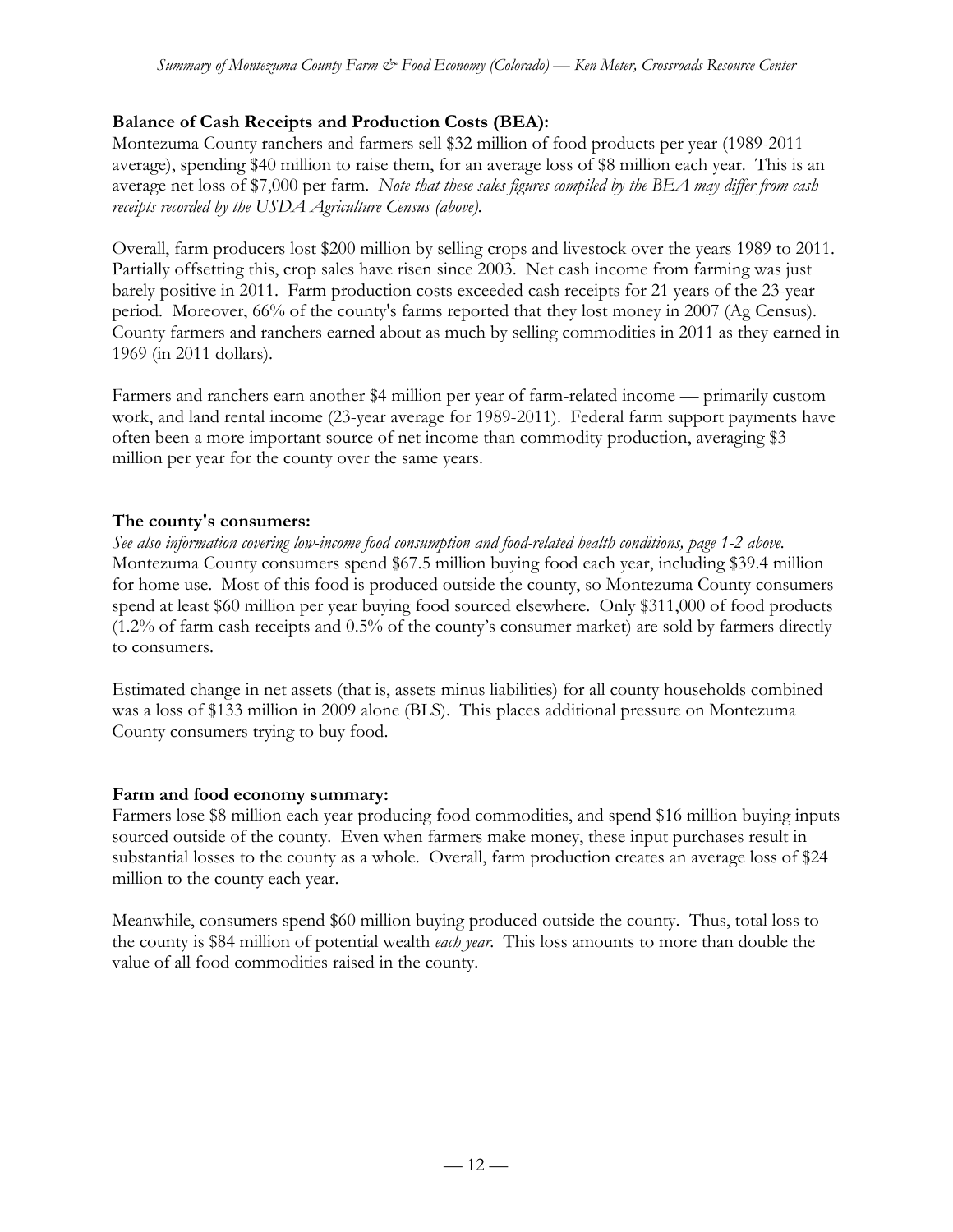**Balance of Cash Receipts and Production Costs (BEA):**

Montezuma County ranchers and farmers sell $32 million of food products per year (1989-2011 average), spending $40 million to raise them, for an average loss of $8 million each year. This is an average net loss of $7,000 per farm. *Note that these sales figures compiled by the BEA may differ from cash receipts recorded by the USDA Agriculture Census (above).*

Overall, farm producers lost $200 million by selling crops and livestock over the years 1989 to 2011. Partially offsetting this, crop sales have risen since 2003. Net cash income from farming was just barely positive in 2011. Farm production costs exceeded cash receipts for 21 years of the 23-year period. Moreover, 66% of the county's farms reported that they lost money in 2007 (Ag Census). County farmers and ranchers earned about as much by selling commodities in 2011 as they earned in 1969 (in 2011 dollars).

Farmers and ranchers earn another $4 million per year of farm-related income — primarily custom work, and land rental income (23-year average for 1989-2011). Federal farm support payments have often been a more important source of net income than commodity production, averaging $3 million per year for the county over the same years.

**The county's consumers:**

*See also information covering low-income food consumption and food-related health conditions, page 1-2 above.*
Montezuma County consumers spend $67.5 million buying food each year, including $39.4 million for home use. Most of this food is produced outside the county, so Montezuma County consumers spend at least $60 million per year buying food sourced elsewhere. Only $311,000 of food products (1.2% of farm cash receipts and 0.5% of the county's consumer market) are sold by farmers directly to consumers.

Estimated change in net assets (that is, assets minus liabilities) for all county households combined was a loss of $133 million in 2009 alone (BLS). This places additional pressure on Montezuma County consumers trying to buy food.

**Farm and food economy summary:**

Farmers lose $8 million each year producing food commodities, and spend $16 million buying inputs sourced outside of the county. Even when farmers make money, these input purchases result in substantial losses to the county as a whole. Overall, farm production creates an average loss of $24 million to the county each year.

Meanwhile, consumers spend $60 million buying produced outside the county. Thus, total loss to the county is $84 million of potential wealth *each year*. This loss amounts to more than double the value of all food commodities raised in the county.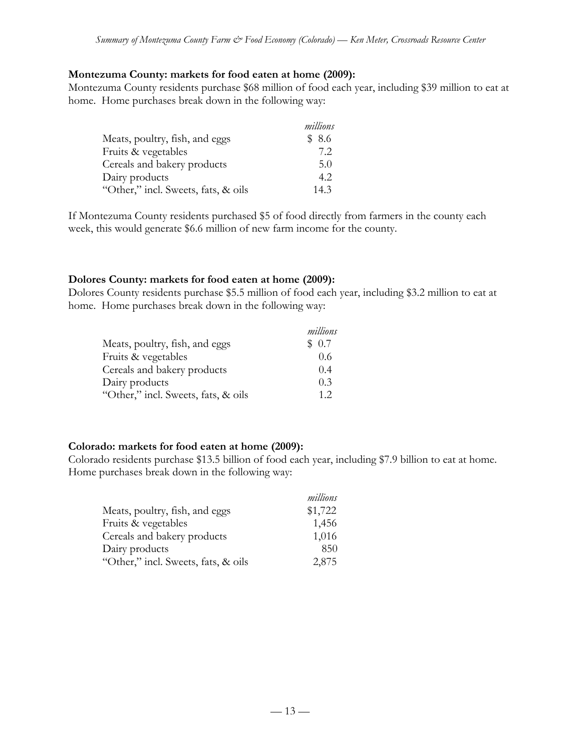**Montezuma County: markets for food eaten at home (2009):**

Montezuma County residents purchase $68 million of food each year, including $39 million to eat at home. Home purchases break down in the following way:

| | *millions* |
|---|---|
| Meats, poultry, fish, and eggs | $ 8.6 |
| Fruits & vegetables | 7.2 |
| Cereals and bakery products | 5.0 |
| Dairy products | 4.2 |
| "Other," incl. Sweets, fats, & oils | 14.3 |

If Montezuma County residents purchased $5 of food directly from farmers in the county each week, this would generate $6.6 million of new farm income for the county.

**Dolores County: markets for food eaten at home (2009):**

Dolores County residents purchase $5.5 million of food each year, including $3.2 million to eat at home. Home purchases break down in the following way:

| | *millions* |
|---|---|
| Meats, poultry, fish, and eggs | $ 0.7 |
| Fruits & vegetables | 0.6 |
| Cereals and bakery products | 0.4 |
| Dairy products | 0.3 |
| "Other," incl. Sweets, fats, & oils | 1.2 |

**Colorado: markets for food eaten at home (2009):**

Colorado residents purchase $13.5 billion of food each year, including $7.9 billion to eat at home. Home purchases break down in the following way:

| | *millions* |
|---|---|
| Meats, poultry, fish, and eggs | $1,722 |
| Fruits & vegetables | 1,456 |
| Cereals and bakery products | 1,016 |
| Dairy products | 850 |
| "Other," incl. Sweets, fats, & oils | 2,875 |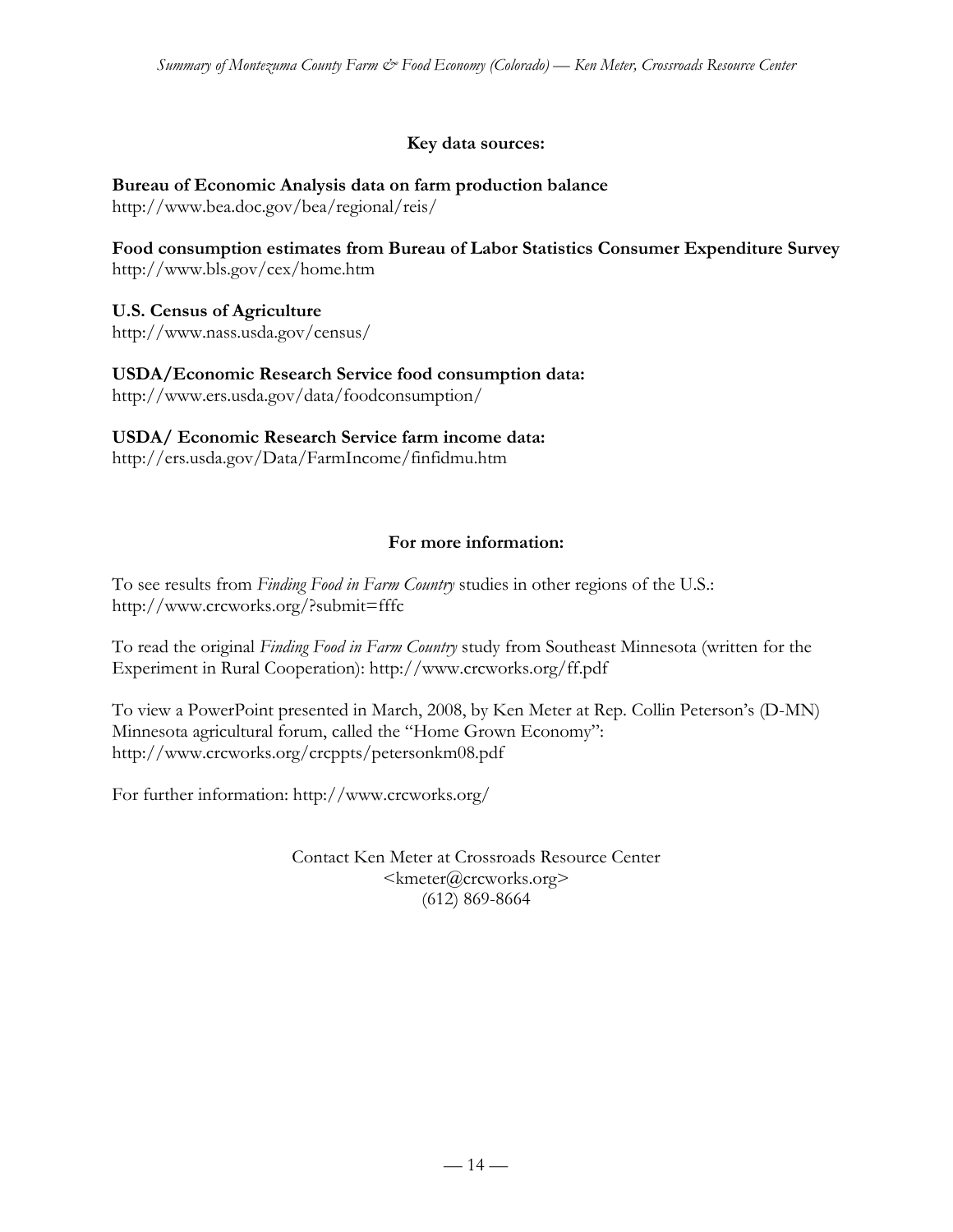### Key data sources:

**Bureau of Economic Analysis data on farm production balance**
http://www.bea.doc.gov/bea/regional/reis/

**Food consumption estimates from Bureau of Labor Statistics Consumer Expenditure Survey**
http://www.bls.gov/cex/home.htm

**U.S. Census of Agriculture**
http://www.nass.usda.gov/census/

**USDA/Economic Research Service food consumption data:**
http://www.ers.usda.gov/data/foodconsumption/

**USDA/ Economic Research Service farm income data:**
http://ers.usda.gov/Data/FarmIncome/finfidmu.htm

### For more information:

To see results from *Finding Food in Farm Country* studies in other regions of the U.S.:
http://www.crcworks.org/?submit=fffc

To read the original *Finding Food in Farm Country* study from Southeast Minnesota (written for the Experiment in Rural Cooperation): http://www.crcworks.org/ff.pdf

To view a PowerPoint presented in March, 2008, by Ken Meter at Rep. Collin Peterson's (D-MN) Minnesota agricultural forum, called the "Home Grown Economy":
http://www.crcworks.org/crcppts/petersonkm08.pdf

For further information: http://www.crcworks.org/

Contact Ken Meter at Crossroads Resource Center
<kmeter@crcworks.org>
(612) 869-8664